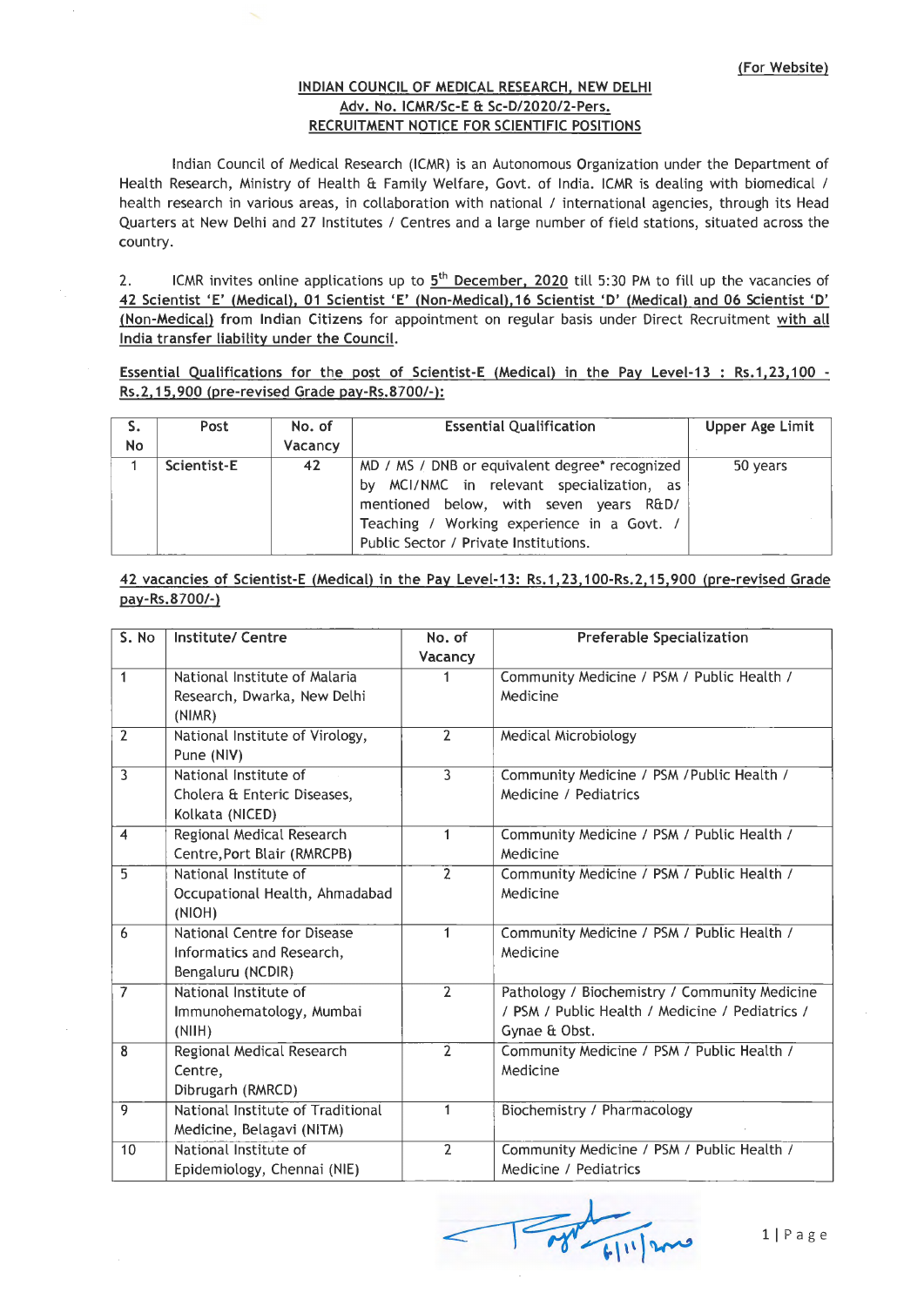(For Website)

**INDIAN COUNCIL OF MEDICAL RESEARCH, NEW DELHI**
**Adv. No. ICMR/Sc-E & Sc-D/2020/2-Pers.**
**RECRUITMENT NOTICE FOR SCIENTIFIC POSITIONS**

Indian Council of Medical Research (ICMR) is an Autonomous Organization under the Department of Health Research, Ministry of Health & Family Welfare, Govt. of India. ICMR is dealing with biomedical / health research in various areas, in collaboration with national / international agencies, through its Head Quarters at New Delhi and 27 Institutes / Centres and a large number of field stations, situated across the country.

2. ICMR invites online applications up to **5th December, 2020** till 5:30 PM to fill up the vacancies of **42 Scientist 'E' (Medical), 01 Scientist 'E' (Non-Medical), 16 Scientist 'D' (Medical) and 06 Scientist 'D' (Non-Medical)** from Indian Citizens for appointment on regular basis under Direct Recruitment **with all India transfer liability under the Council.**

**Essential Qualifications for the post of Scientist-E (Medical) in the Pay Level-13 : Rs.1,23,100 - Rs.2,15,900 (pre-revised Grade pay-Rs.8700/-):**

| S. No | Post | No. of Vacancy | Essential Qualification | Upper Age Limit |
|---|---|---|---|---|
| 1 | Scientist-E | 42 | MD / MS / DNB or equivalent degree* recognized by MCI/NMC in relevant specialization, as mentioned below, with seven years R&D/ Teaching / Working experience in a Govt. / Public Sector / Private Institutions. | 50 years |

**42 vacancies of Scientist-E (Medical) in the Pay Level-13: Rs.1,23,100-Rs.2,15,900 (pre-revised Grade pay-Rs.8700/-)**

| S. No | Institute/ Centre | No. of Vacancy | Preferable Specialization |
|---|---|---|---|
| 1 | National Institute of Malaria Research, Dwarka, New Delhi (NIMR) | 1 | Community Medicine / PSM / Public Health / Medicine |
| 2 | National Institute of Virology, Pune (NIV) | 2 | Medical Microbiology |
| 3 | National Institute of Cholera & Enteric Diseases, Kolkata (NICED) | 3 | Community Medicine / PSM /Public Health / Medicine / Pediatrics |
| 4 | Regional Medical Research Centre,Port Blair (RMRCPB) | 1 | Community Medicine / PSM / Public Health / Medicine |
| 5 | National Institute of Occupational Health, Ahmadabad (NIOH) | 2 | Community Medicine / PSM / Public Health / Medicine |
| 6 | National Centre for Disease Informatics and Research, Bengaluru (NCDIR) | 1 | Community Medicine / PSM / Public Health / Medicine |
| 7 | National Institute of Immunohematology, Mumbai (NIIH) | 2 | Pathology / Biochemistry / Community Medicine / PSM / Public Health / Medicine / Pediatrics / Gynae & Obst. |
| 8 | Regional Medical Research Centre, Dibrugarh (RMRCD) | 2 | Community Medicine / PSM / Public Health / Medicine |
| 9 | National Institute of Traditional Medicine, Belagavi (NITM) | 1 | Biochemistry / Pharmacology |
| 10 | National Institute of Epidemiology, Chennai (NIE) | 2 | Community Medicine / PSM / Public Health / Medicine / Pediatrics |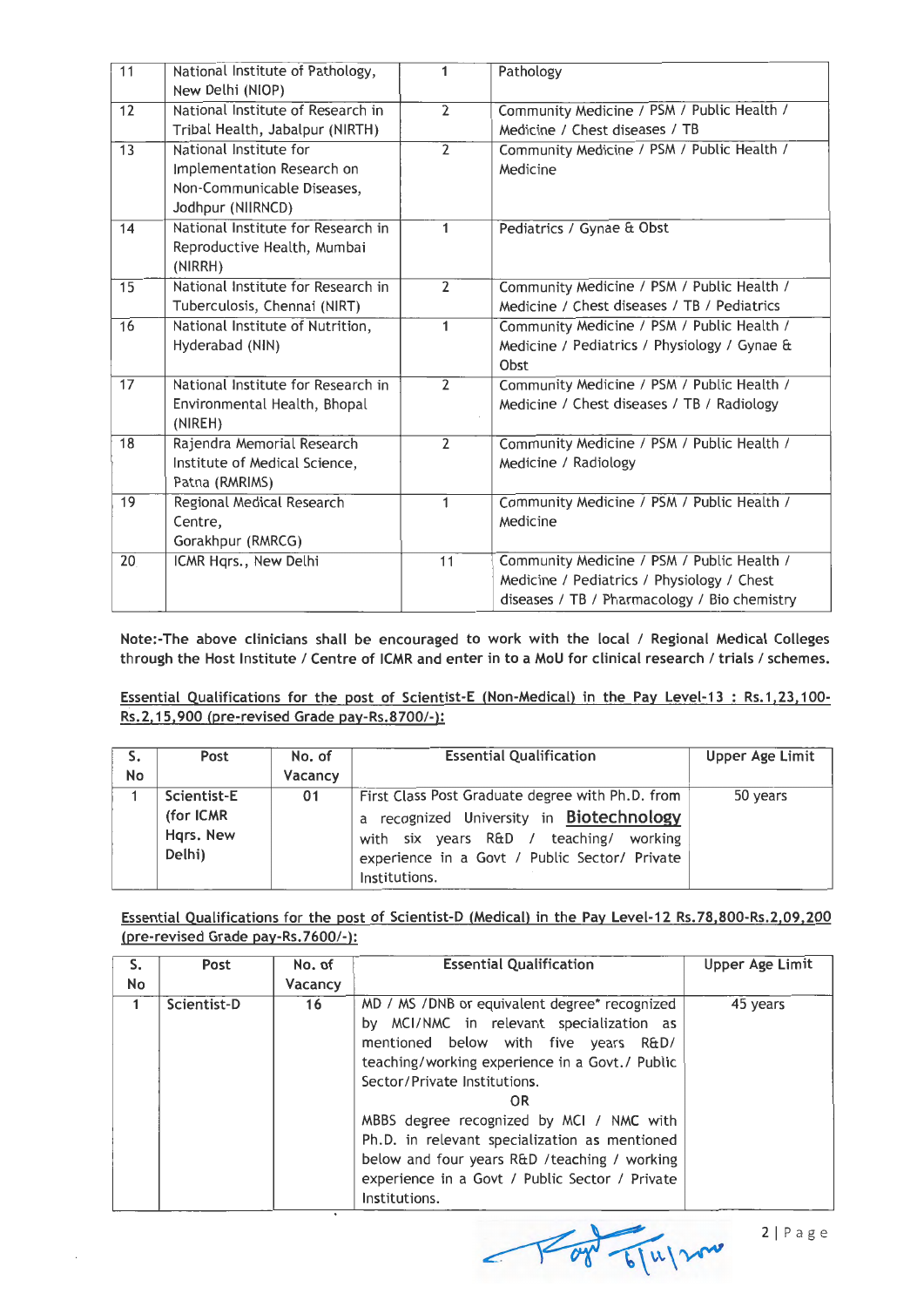| | | | |
|---|---|---|---|
| 11 | National Institute of Pathology, New Delhi (NIOP) | 1 | Pathology |
| 12 | National Institute of Research in Tribal Health, Jabalpur (NIRTH) | 2 | Community Medicine / PSM / Public Health / Medicine / Chest diseases / TB |
| 13 | National Institute for Implementation Research on Non-Communicable Diseases, Jodhpur (NIIRNCD) | 2 | Community Medicine / PSM / Public Health / Medicine |
| 14 | National Institute for Research in Reproductive Health, Mumbai (NIRRH) | 1 | Pediatrics / Gynae & Obst |
| 15 | National Institute for Research in Tuberculosis, Chennai (NIRT) | 2 | Community Medicine / PSM / Public Health / Medicine / Chest diseases / TB / Pediatrics |
| 16 | National Institute of Nutrition, Hyderabad (NIN) | 1 | Community Medicine / PSM / Public Health / Medicine / Pediatrics / Physiology / Gynae & Obst |
| 17 | National Institute for Research in Environmental Health, Bhopal (NIREH) | 2 | Community Medicine / PSM / Public Health / Medicine / Chest diseases / TB / Radiology |
| 18 | Rajendra Memorial Research Institute of Medical Science, Patna (RMRIMS) | 2 | Community Medicine / PSM / Public Health / Medicine / Radiology |
| 19 | Regional Medical Research Centre, Gorakhpur (RMRCG) | 1 | Community Medicine / PSM / Public Health / Medicine |
| 20 | ICMR Hqrs., New Delhi | 11 | Community Medicine / PSM / Public Health / Medicine / Pediatrics / Physiology / Chest diseases / TB / Pharmacology / Bio chemistry |

**Note:-The above clinicians shall be encouraged to work with the local / Regional Medical Colleges through the Host Institute / Centre of ICMR and enter in to a MoU for clinical research / trials / schemes.**

**Essential Qualifications for the post of Scientist-E (Non-Medical) in the Pay Level-13 : Rs.1,23,100-Rs.2,15,900 (pre-revised Grade pay-Rs.8700/-):**

| S. No | Post | No. of Vacancy | Essential Qualification | Upper Age Limit |
|---|---|---|---|---|
| 1 | Scientist-E (for ICMR Hqrs. New Delhi) | 01 | First Class Post Graduate degree with Ph.D. from a recognized University in **Biotechnology** with six years R&D / teaching/ working experience in a Govt / Public Sector/ Private Institutions. | 50 years |

**Essential Qualifications for the post of Scientist-D (Medical) in the Pay Level-12 Rs.78,800-Rs.2,09,200 (pre-revised Grade pay-Rs.7600/-):**

| S. No | Post | No. of Vacancy | Essential Qualification | Upper Age Limit |
|---|---|---|---|---|
| 1 | Scientist-D | 16 | MD / MS /DNB or equivalent degree* recognized by MCI/NMC in relevant specialization as mentioned below with five years R&D/ teaching/working experience in a Govt./ Public Sector/Private Institutions. OR MBBS degree recognized by MCI / NMC with Ph.D. in relevant specialization as mentioned below and four years R&D /teaching / working experience in a Govt / Public Sector / Private Institutions. | 45 years |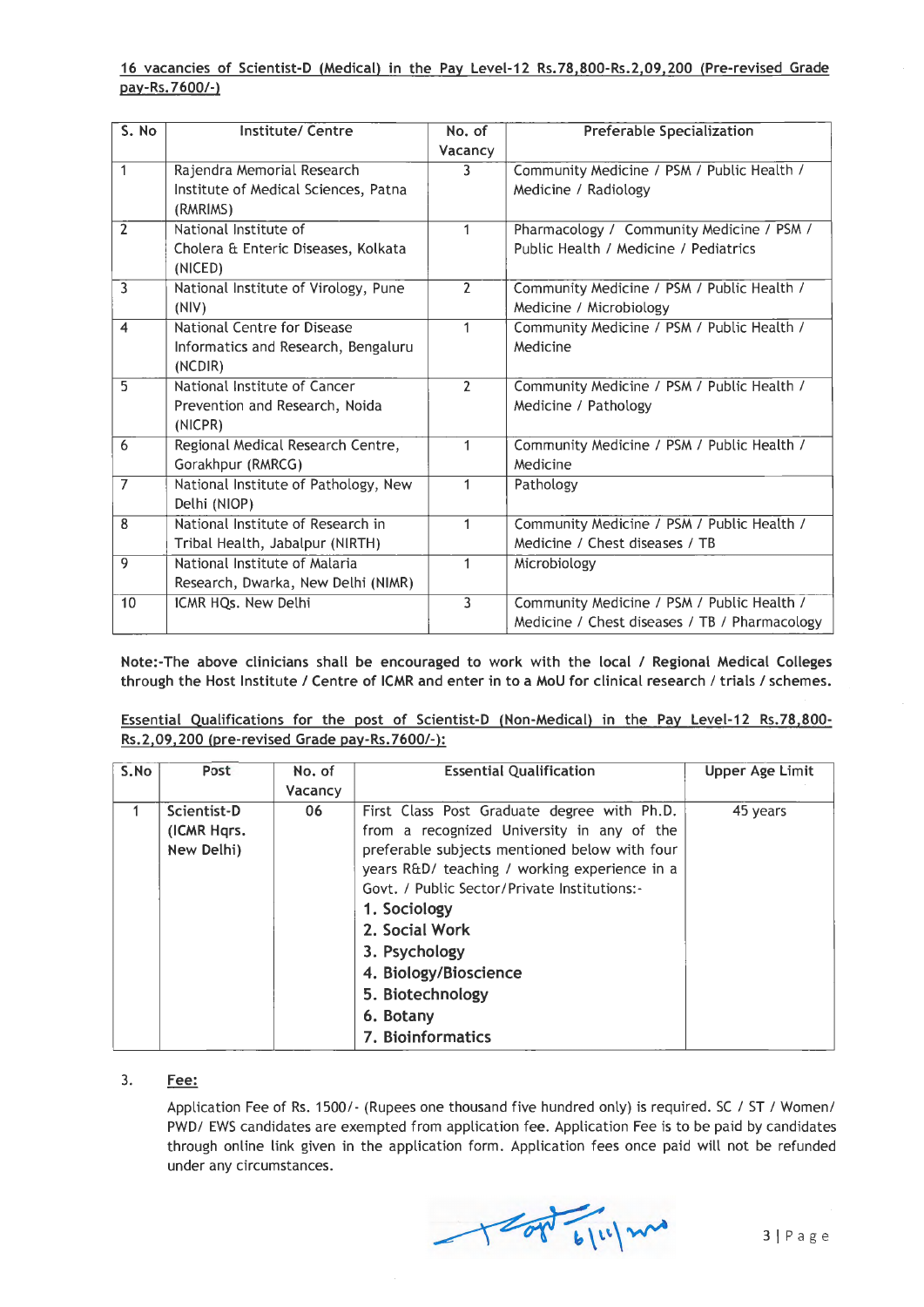**<u>16 vacancies of Scientist-D (Medical) in the Pay Level-12 Rs.78,800-Rs.2,09,200 (Pre-revised Grade pay-Rs.7600/-)</u>**

| S. No | Institute/ Centre | No. of Vacancy | Preferable Specialization |
|---|---|---|---|
| 1 | Rajendra Memorial Research Institute of Medical Sciences, Patna (RMRIMS) | 3 | Community Medicine / PSM / Public Health / Medicine / Radiology |
| 2 | National Institute of Cholera & Enteric Diseases, Kolkata (NICED) | 1 | Pharmacology / Community Medicine / PSM / Public Health / Medicine / Pediatrics |
| 3 | National Institute of Virology, Pune (NIV) | 2 | Community Medicine / PSM / Public Health / Medicine / Microbiology |
| 4 | National Centre for Disease Informatics and Research, Bengaluru (NCDIR) | 1 | Community Medicine / PSM / Public Health / Medicine |
| 5 | National Institute of Cancer Prevention and Research, Noida (NICPR) | 2 | Community Medicine / PSM / Public Health / Medicine / Pathology |
| 6 | Regional Medical Research Centre, Gorakhpur (RMRCG) | 1 | Community Medicine / PSM / Public Health / Medicine |
| 7 | National Institute of Pathology, New Delhi (NIOP) | 1 | Pathology |
| 8 | National Institute of Research in Tribal Health, Jabalpur (NIRTH) | 1 | Community Medicine / PSM / Public Health / Medicine / Chest diseases / TB |
| 9 | National Institute of Malaria Research, Dwarka, New Delhi (NIMR) | 1 | Microbiology |
| 10 | ICMR HQs. New Delhi | 3 | Community Medicine / PSM / Public Health / Medicine / Chest diseases / TB / Pharmacology |

**Note:-The above clinicians shall be encouraged to work with the local / Regional Medical Colleges through the Host Institute / Centre of ICMR and enter in to a MoU for clinical research / trials / schemes.**

**<u>Essential Qualifications for the post of Scientist-D (Non-Medical) in the Pay Level-12 Rs.78,800-Rs.2,09,200 (pre-revised Grade pay-Rs.7600/-):</u>**

| S.No | Post | No. of Vacancy | Essential Qualification | Upper Age Limit |
|---|---|---|---|---|
| 1 | Scientist-D (ICMR Hqrs. New Delhi) | 06 | First Class Post Graduate degree with Ph.D. from a recognized University in any of the preferable subjects mentioned below with four years R&D/ teaching / working experience in a Govt. / Public Sector/Private Institutions:- **1. Sociology** **2. Social Work** **3. Psychology** **4. Biology/Bioscience** **5. Biotechnology** **6. Botany** **7. Bioinformatics** | 45 years |

3. **<u>Fee:</u>**

Application Fee of Rs. 1500/- (Rupees one thousand five hundred only) is required. SC / ST / Women/ PWD/ EWS candidates are exempted from application fee. Application Fee is to be paid by candidates through online link given in the application form. Application fees once paid will not be refunded under any circumstances.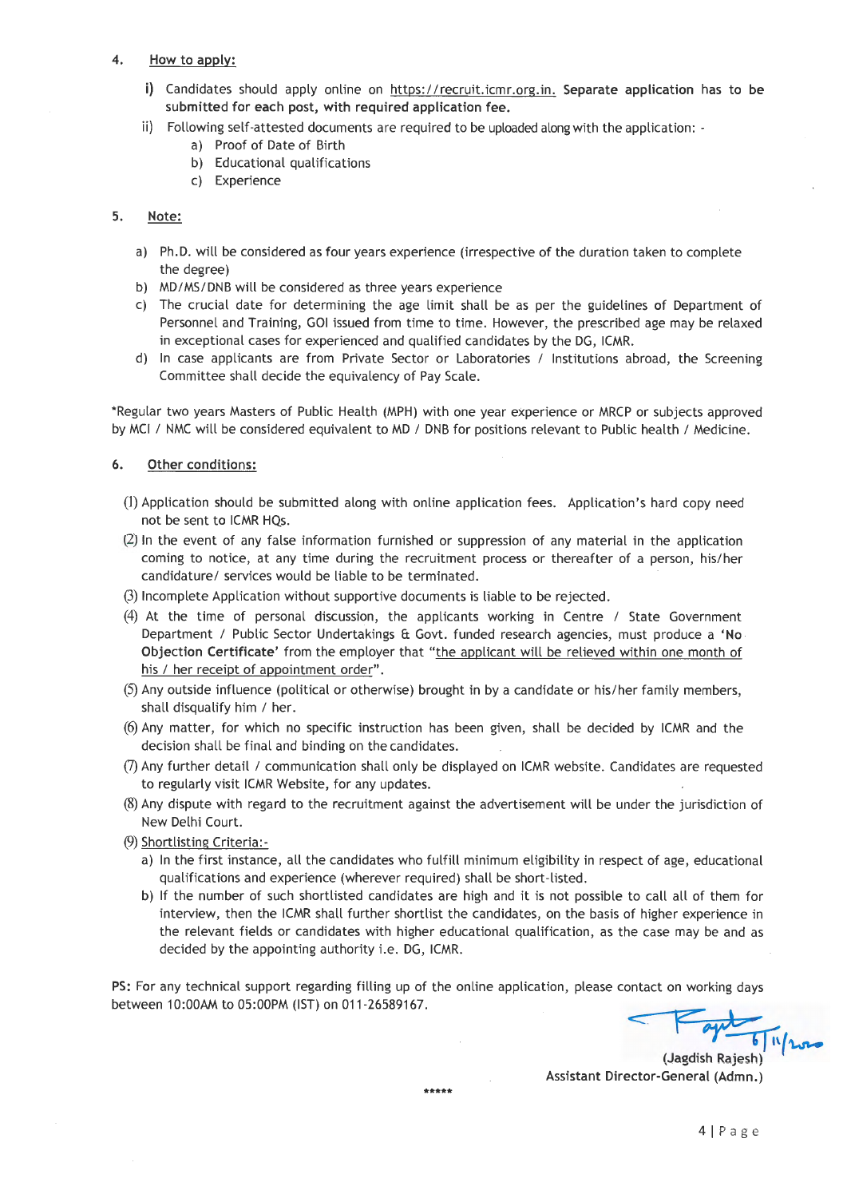4. **How to apply:**

   i) Candidates should apply online on https://recruit.icmr.org.in. **Separate application** has to be **submitted for each post, with required application fee.**

   ii) Following self-attested documents are required to be uploaded along with the application: -

      a) Proof of Date of Birth
      b) Educational qualifications
      c) Experience

5. **Note:**

   a) Ph.D. will be considered as four years experience (irrespective of the duration taken to complete the degree)
   b) MD/MS/DNB will be considered as three years experience
   c) The crucial date for determining the age limit shall be as per the guidelines of Department of Personnel and Training, GOI issued from time to time. However, the prescribed age may be relaxed in exceptional cases for experienced and qualified candidates by the DG, ICMR.
   d) In case applicants are from Private Sector or Laboratories / Institutions abroad, the Screening Committee shall decide the equivalency of Pay Scale.

*Regular two years Masters of Public Health (MPH) with one year experience or MRCP or subjects approved by MCI / NMC will be considered equivalent to MD / DNB for positions relevant to Public health / Medicine.

6. **Other conditions:**

(1) Application should be submitted along with online application fees. Application's hard copy need not be sent to ICMR HQs.

(2) In the event of any false information furnished or suppression of any material in the application coming to notice, at any time during the recruitment process or thereafter of a person, his/her candidature/ services would be liable to be terminated.

(3) Incomplete Application without supportive documents is liable to be rejected.

(4) At the time of personal discussion, the applicants working in Centre / State Government Department / Public Sector Undertakings & Govt. funded research agencies, must produce a **'No Objection Certificate'** from the employer that "the applicant will be relieved within one month of his / her receipt of appointment order".

(5) Any outside influence (political or otherwise) brought in by a candidate or his/her family members, shall disqualify him / her.

(6) Any matter, for which no specific instruction has been given, shall be decided by ICMR and the decision shall be final and binding on the candidates.

(7) Any further detail / communication shall only be displayed on ICMR website. Candidates are requested to regularly visit ICMR Website, for any updates.

(8) Any dispute with regard to the recruitment against the advertisement will be under the jurisdiction of New Delhi Court.

(9) Shortlisting Criteria:-

   a) In the first instance, all the candidates who fulfill minimum eligibility in respect of age, educational qualifications and experience (wherever required) shall be short-listed.
   b) If the number of such shortlisted candidates are high and it is not possible to call all of them for interview, then the ICMR shall further shortlist the candidates, on the basis of higher experience in the relevant fields or candidates with higher educational qualification, as the case may be and as decided by the appointing authority i.e. DG, ICMR.

**PS:** For any technical support regarding filling up of the online application, please contact on working days between 10:00AM to 05:00PM (IST) on 011-26589167.

6/11/2020

**(Jagdish Rajesh)**
**Assistant Director-General (Admn.)**

*****